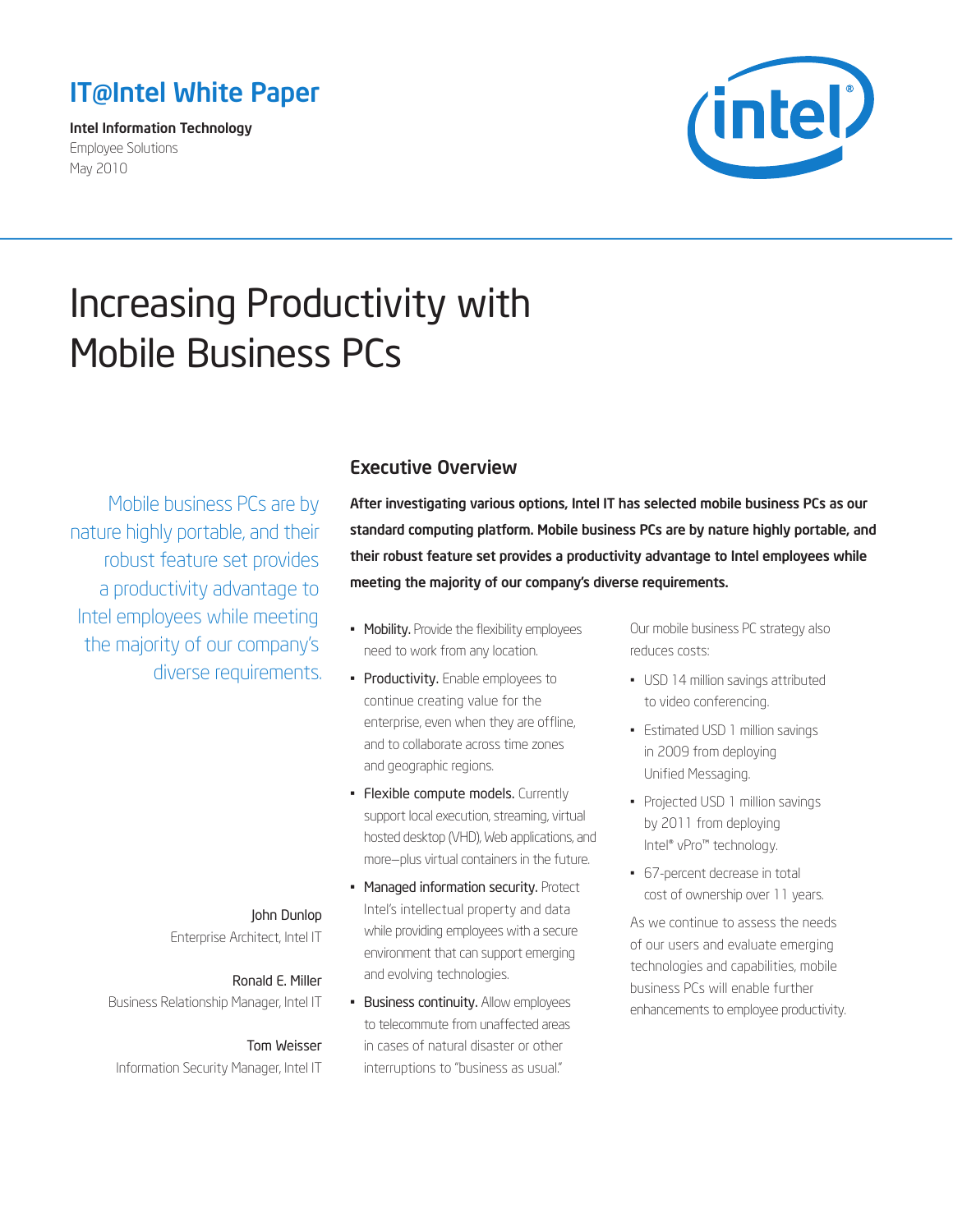IT@Intel White Paper

**Intel Information Technology**
Employee Solutions
May 2010

# Increasing Productivity with Mobile Business PCs

Mobile business PCs are by nature highly portable, and their robust feature set provides a productivity advantage to Intel employees while meeting the majority of our company's diverse requirements.

John Dunlop
Enterprise Architect, Intel IT

Ronald E. Miller
Business Relationship Manager, Intel IT

Tom Weisser
Information Security Manager, Intel IT

## Executive Overview

**After investigating various options, Intel IT has selected mobile business PCs as our standard computing platform. Mobile business PCs are by nature highly portable, and their robust feature set provides a productivity advantage to Intel employees while meeting the majority of our company's diverse requirements.**

- Mobility. Provide the flexibility employees need to work from any location.
- Productivity. Enable employees to continue creating value for the enterprise, even when they are offline, and to collaborate across time zones and geographic regions.
- Flexible compute models. Currently support local execution, streaming, virtual hosted desktop (VHD), Web applications, and more—plus virtual containers in the future.
- Managed information security. Protect Intel's intellectual property and data while providing employees with a secure environment that can support emerging and evolving technologies.
- Business continuity. Allow employees to telecommute from unaffected areas in cases of natural disaster or other interruptions to "business as usual."

Our mobile business PC strategy also reduces costs:

- USD 14 million savings attributed to video conferencing.
- Estimated USD 1 million savings in 2009 from deploying Unified Messaging.
- Projected USD 1 million savings by 2011 from deploying Intel® vPro™ technology.
- 67-percent decrease in total cost of ownership over 11 years.

As we continue to assess the needs of our users and evaluate emerging technologies and capabilities, mobile business PCs will enable further enhancements to employee productivity.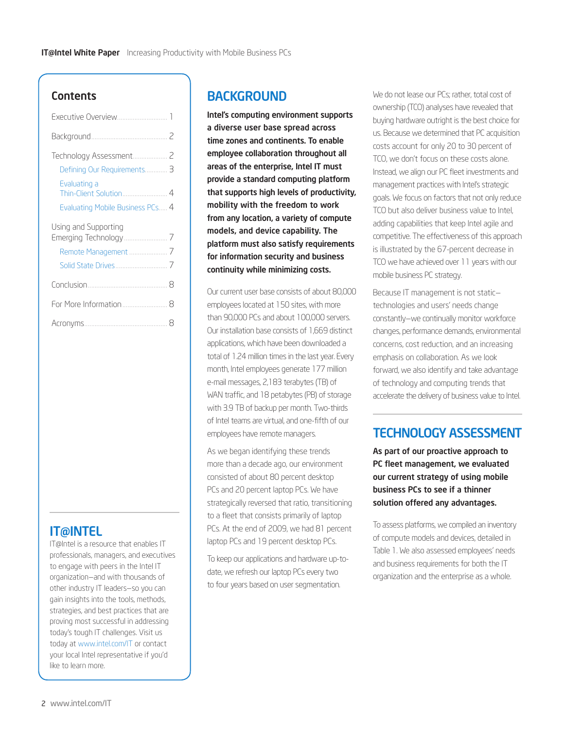## Contents

- Executive Overview ... 1
- Background ... 2
- Technology Assessment ... 2
  - Defining Our Requirements ... 3
  - Evaluating a Thin-Client Solution ... 4
  - Evaluating Mobile Business PCs ... 4
- Using and Supporting Emerging Technology ... 7
  - Remote Management ... 7
  - Solid State Drives ... 7
- Conclusion ... 8
- For More Information ... 8
- Acronyms ... 8

## IT@INTEL

IT@Intel is a resource that enables IT professionals, managers, and executives to engage with peers in the Intel IT organization—and with thousands of other industry IT leaders—so you can gain insights into the tools, methods, strategies, and best practices that are proving most successful in addressing today's tough IT challenges. Visit us today at www.intel.com/IT or contact your local Intel representative if you'd like to learn more.

## BACKGROUND

**Intel's computing environment supports a diverse user base spread across time zones and continents. To enable employee collaboration throughout all areas of the enterprise, Intel IT must provide a standard computing platform that supports high levels of productivity, mobility with the freedom to work from any location, a variety of compute models, and device capability. The platform must also satisfy requirements for information security and business continuity while minimizing costs.**

Our current user base consists of about 80,000 employees located at 150 sites, with more than 90,000 PCs and about 100,000 servers. Our installation base consists of 1,669 distinct applications, which have been downloaded a total of 1.24 million times in the last year. Every month, Intel employees generate 177 million e-mail messages, 2,183 terabytes (TB) of WAN traffic, and 18 petabytes (PB) of storage with 3.9 TB of backup per month. Two-thirds of Intel teams are virtual, and one-fifth of our employees have remote managers.

As we began identifying these trends more than a decade ago, our environment consisted of about 80 percent desktop PCs and 20 percent laptop PCs. We have strategically reversed that ratio, transitioning to a fleet that consists primarily of laptop PCs. At the end of 2009, we had 81 percent laptop PCs and 19 percent desktop PCs.

To keep our applications and hardware up-to-date, we refresh our laptop PCs every two to four years based on user segmentation.

We do not lease our PCs; rather, total cost of ownership (TCO) analyses have revealed that buying hardware outright is the best choice for us. Because we determined that PC acquisition costs account for only 20 to 30 percent of TCO, we don't focus on these costs alone. Instead, we align our PC fleet investments and management practices with Intel's strategic goals. We focus on factors that not only reduce TCO but also deliver business value to Intel, adding capabilities that keep Intel agile and competitive. The effectiveness of this approach is illustrated by the 67-percent decrease in TCO we have achieved over 11 years with our mobile business PC strategy.

Because IT management is not static—technologies and users' needs change constantly—we continually monitor workforce changes, performance demands, environmental concerns, cost reduction, and an increasing emphasis on collaboration. As we look forward, we also identify and take advantage of technology and computing trends that accelerate the delivery of business value to Intel.

## TECHNOLOGY ASSESSMENT

**As part of our proactive approach to PC fleet management, we evaluated our current strategy of using mobile business PCs to see if a thinner solution offered any advantages.**

To assess platforms, we compiled an inventory of compute models and devices, detailed in Table 1. We also assessed employees' needs and business requirements for both the IT organization and the enterprise as a whole.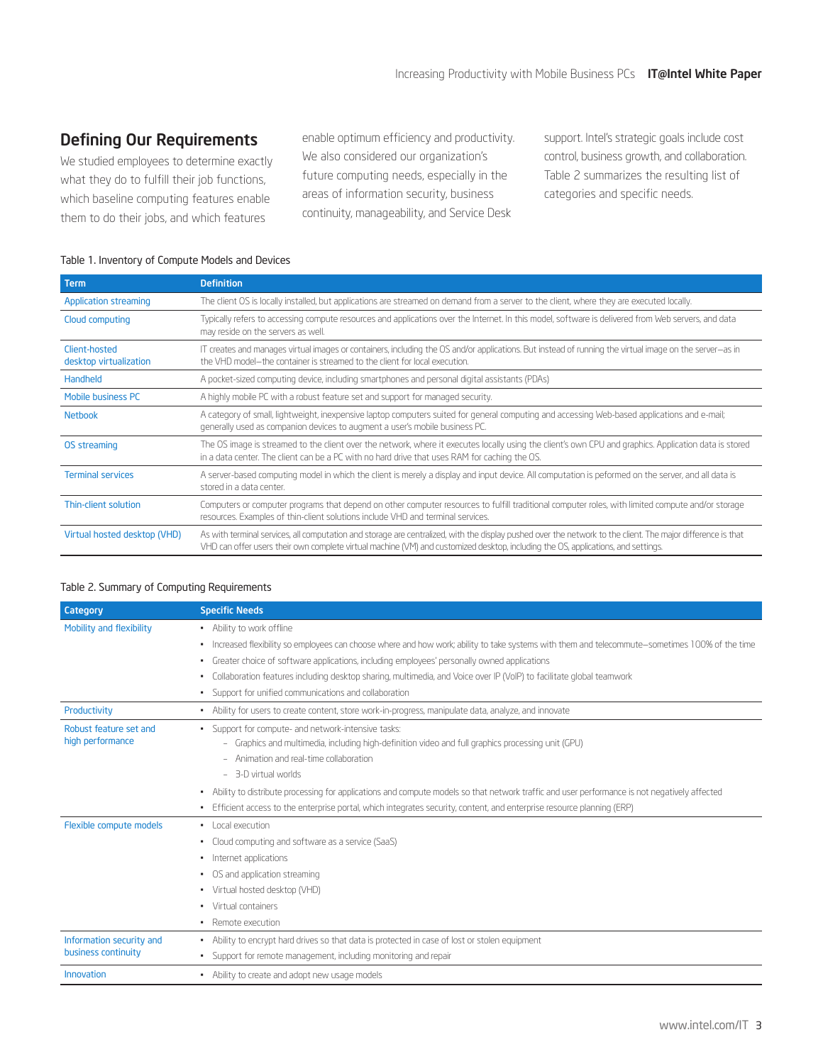## Defining Our Requirements

We studied employees to determine exactly what they do to fulfill their job functions, which baseline computing features enable them to do their jobs, and which features enable optimum efficiency and productivity. We also considered our organization's future computing needs, especially in the areas of information security, business continuity, manageability, and Service Desk support. Intel's strategic goals include cost control, business growth, and collaboration. Table 2 summarizes the resulting list of categories and specific needs.

Table 1. Inventory of Compute Models and Devices

| Term | Definition |
|---|---|
| Application streaming | The client OS is locally installed, but applications are streamed on demand from a server to the client, where they are executed locally. |
| Cloud computing | Typically refers to accessing compute resources and applications over the Internet. In this model, software is delivered from Web servers, and data may reside on the servers as well. |
| Client-hosted desktop virtualization | IT creates and manages virtual images or containers, including the OS and/or applications. But instead of running the virtual image on the server—as in the VHD model—the container is streamed to the client for local execution. |
| Handheld | A pocket-sized computing device, including smartphones and personal digital assistants (PDAs) |
| Mobile business PC | A highly mobile PC with a robust feature set and support for managed security. |
| Netbook | A category of small, lightweight, inexpensive laptop computers suited for general computing and accessing Web-based applications and e-mail; generally used as companion devices to augment a user's mobile business PC. |
| OS streaming | The OS image is streamed to the client over the network, where it executes locally using the client's own CPU and graphics. Application data is stored in a data center. The client can be a PC with no hard drive that uses RAM for caching the OS. |
| Terminal services | A server-based computing model in which the client is merely a display and input device. All computation is peformed on the server, and all data is stored in a data center. |
| Thin-client solution | Computers or computer programs that depend on other computer resources to fulfill traditional computer roles, with limited compute and/or storage resources. Examples of thin-client solutions include VHD and terminal services. |
| Virtual hosted desktop (VHD) | As with terminal services, all computation and storage are centralized, with the display pushed over the network to the client. The major difference is that VHD can offer users their own complete virtual machine (VM) and customized desktop, including the OS, applications, and settings. |

Table 2. Summary of Computing Requirements

| Category | Specific Needs |
|---|---|
| Mobility and flexibility | • Ability to work offline<br>• Increased flexibility so employees can choose where and how work; ability to take systems with them and telecommute—sometimes 100% of the time<br>• Greater choice of software applications, including employees' personally owned applications<br>• Collaboration features including desktop sharing, multimedia, and Voice over IP (VoIP) to facilitate global teamwork<br>• Support for unified communications and collaboration |
| Productivity | • Ability for users to create content, store work-in-progress, manipulate data, analyze, and innovate |
| Robust feature set and high performance | • Support for compute- and network-intensive tasks:<br>  – Graphics and multimedia, including high-definition video and full graphics processing unit (GPU)<br>  – Animation and real-time collaboration<br>  – 3-D virtual worlds<br>• Ability to distribute processing for applications and compute models so that network traffic and user performance is not negatively affected<br>• Efficient access to the enterprise portal, which integrates security, content, and enterprise resource planning (ERP) |
| Flexible compute models | • Local execution<br>• Cloud computing and software as a service (SaaS)<br>• Internet applications<br>• OS and application streaming<br>• Virtual hosted desktop (VHD)<br>• Virtual containers<br>• Remote execution |
| Information security and business continuity | • Ability to encrypt hard drives so that data is protected in case of lost or stolen equipment<br>• Support for remote management, including monitoring and repair |
| Innovation | • Ability to create and adopt new usage models |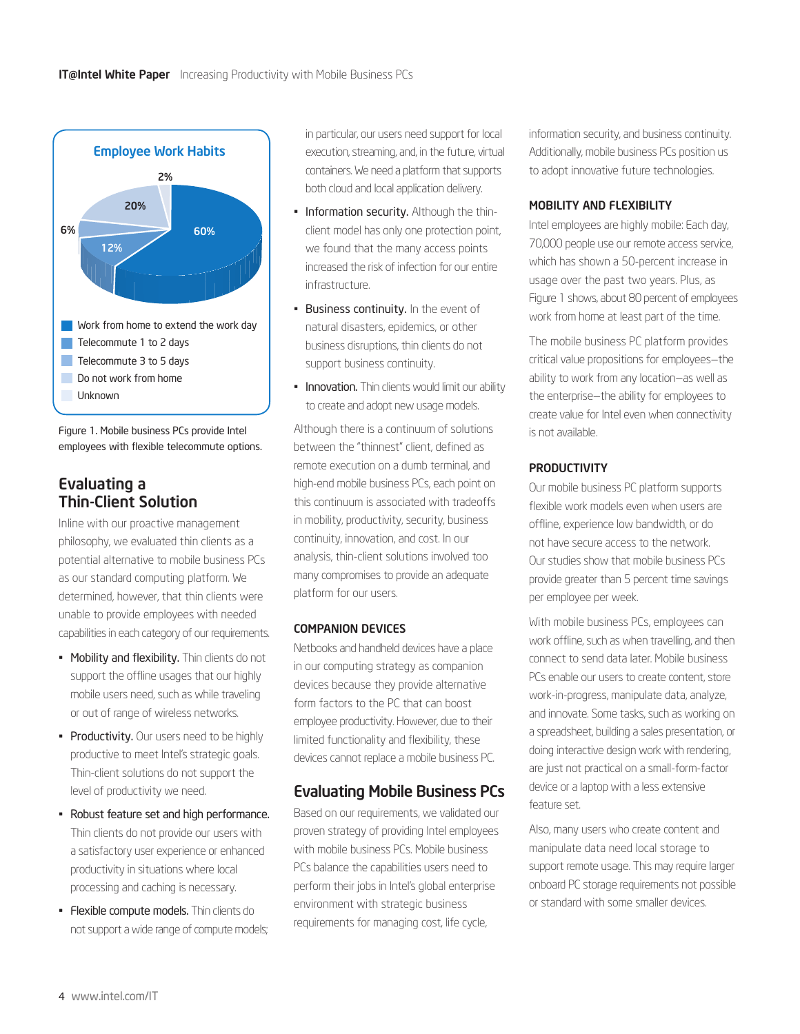Employee Work Habits

2%
20%
6%
60%
12%

- Work from home to extend the work day
- Telecommute 1 to 2 days
- Telecommute 3 to 5 days
- Do not work from home
- Unknown

Figure 1. Mobile business PCs provide Intel employees with flexible telecommute options.

## Evaluating a Thin-Client Solution

Inline with our proactive management philosophy, we evaluated thin clients as a potential alternative to mobile business PCs as our standard computing platform. We determined, however, that thin clients were unable to provide employees with needed capabilities in each category of our requirements.

- **Mobility and flexibility.** Thin clients do not support the offline usages that our highly mobile users need, such as while traveling or out of range of wireless networks.
- **Productivity.** Our users need to be highly productive to meet Intel's strategic goals. Thin-client solutions do not support the level of productivity we need.
- **Robust feature set and high performance.** Thin clients do not provide our users with a satisfactory user experience or enhanced productivity in situations where local processing and caching is necessary.
- **Flexible compute models.** Thin clients do not support a wide range of compute models; in particular, our users need support for local execution, streaming, and, in the future, virtual containers. We need a platform that supports both cloud and local application delivery.
- **Information security.** Although the thin-client model has only one protection point, we found that the many access points increased the risk of infection for our entire infrastructure.
- **Business continuity.** In the event of natural disasters, epidemics, or other business disruptions, thin clients do not support business continuity.
- **Innovation.** Thin clients would limit our ability to create and adopt new usage models.

Although there is a continuum of solutions between the "thinnest" client, defined as remote execution on a dumb terminal, and high-end mobile business PCs, each point on this continuum is associated with tradeoffs in mobility, productivity, security, business continuity, innovation, and cost. In our analysis, thin-client solutions involved too many compromises to provide an adequate platform for our users.

### COMPANION DEVICES

Netbooks and handheld devices have a place in our computing strategy as companion devices because they provide alternative form factors to the PC that can boost employee productivity. However, due to their limited functionality and flexibility, these devices cannot replace a mobile business PC.

## Evaluating Mobile Business PCs

Based on our requirements, we validated our proven strategy of providing Intel employees with mobile business PCs. Mobile business PCs balance the capabilities users need to perform their jobs in Intel's global enterprise environment with strategic business requirements for managing cost, life cycle, information security, and business continuity. Additionally, mobile business PCs position us to adopt innovative future technologies.

### MOBILITY AND FLEXIBILITY

Intel employees are highly mobile: Each day, 70,000 people use our remote access service, which has shown a 50-percent increase in usage over the past two years. Plus, as Figure 1 shows, about 80 percent of employees work from home at least part of the time.

The mobile business PC platform provides critical value propositions for employees—the ability to work from any location—as well as the enterprise—the ability for employees to create value for Intel even when connectivity is not available.

### PRODUCTIVITY

Our mobile business PC platform supports flexible work models even when users are offline, experience low bandwidth, or do not have secure access to the network. Our studies show that mobile business PCs provide greater than 5 percent time savings per employee per week.

With mobile business PCs, employees can work offline, such as when travelling, and then connect to send data later. Mobile business PCs enable our users to create content, store work-in-progress, manipulate data, analyze, and innovate. Some tasks, such as working on a spreadsheet, building a sales presentation, or doing interactive design work with rendering, are just not practical on a small-form-factor device or a laptop with a less extensive feature set.

Also, many users who create content and manipulate data need local storage to support remote usage. This may require larger onboard PC storage requirements not possible or standard with some smaller devices.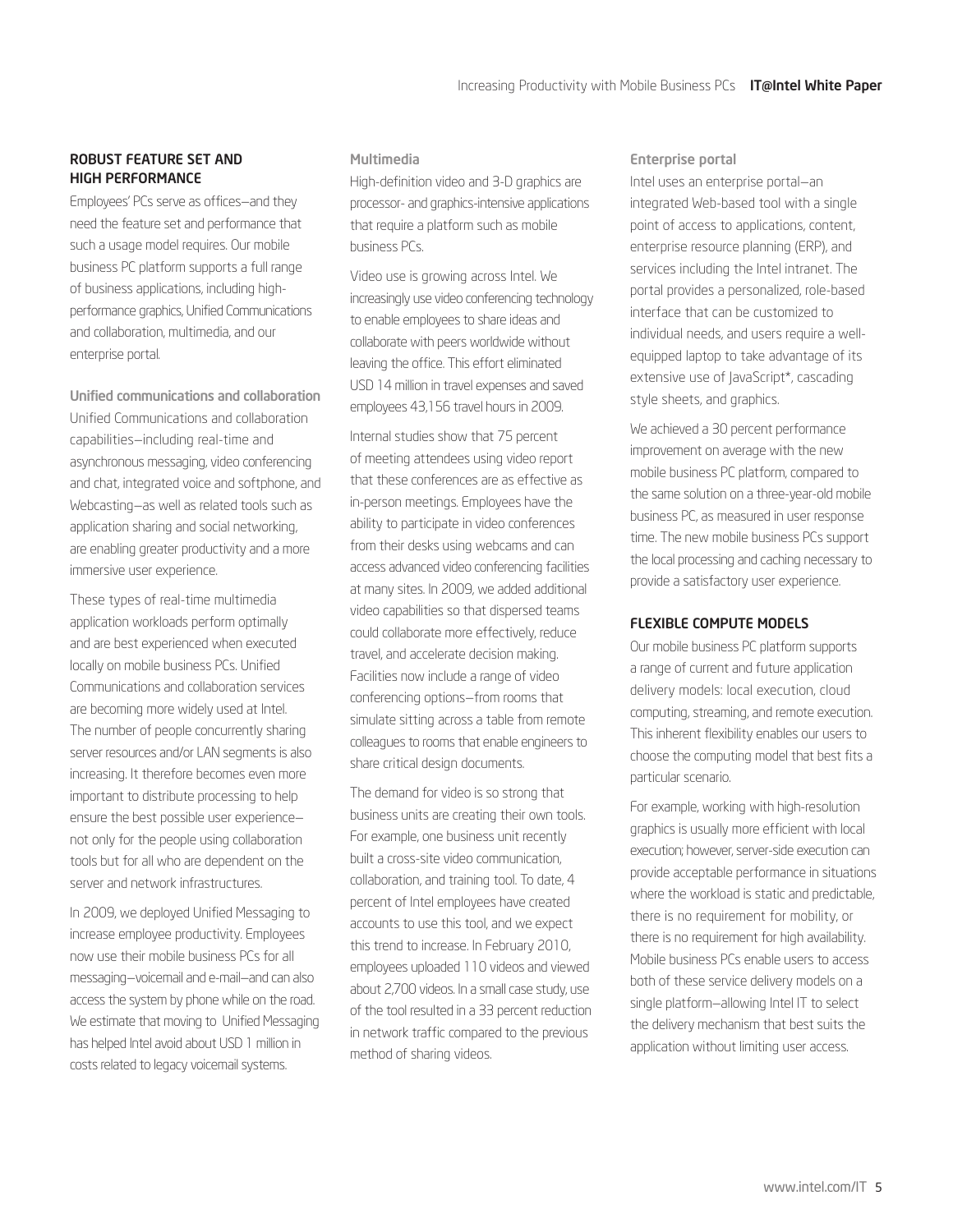## ROBUST FEATURE SET AND HIGH PERFORMANCE

Employees' PCs serve as offices—and they need the feature set and performance that such a usage model requires. Our mobile business PC platform supports a full range of business applications, including high-performance graphics, Unified Communications and collaboration, multimedia, and our enterprise portal.

### Unified communications and collaboration

Unified Communications and collaboration capabilities—including real-time and asynchronous messaging, video conferencing and chat, integrated voice and softphone, and Webcasting—as well as related tools such as application sharing and social networking, are enabling greater productivity and a more immersive user experience.

These types of real-time multimedia application workloads perform optimally and are best experienced when executed locally on mobile business PCs. Unified Communications and collaboration services are becoming more widely used at Intel. The number of people concurrently sharing server resources and/or LAN segments is also increasing. It therefore becomes even more important to distribute processing to help ensure the best possible user experience—not only for the people using collaboration tools but for all who are dependent on the server and network infrastructures.

In 2009, we deployed Unified Messaging to increase employee productivity. Employees now use their mobile business PCs for all messaging—voicemail and e-mail—and can also access the system by phone while on the road. We estimate that moving to Unified Messaging has helped Intel avoid about USD 1 million in costs related to legacy voicemail systems.

### Multimedia

High-definition video and 3-D graphics are processor- and graphics-intensive applications that require a platform such as mobile business PCs.

Video use is growing across Intel. We increasingly use video conferencing technology to enable employees to share ideas and collaborate with peers worldwide without leaving the office. This effort eliminated USD 14 million in travel expenses and saved employees 43,156 travel hours in 2009.

Internal studies show that 75 percent of meeting attendees using video report that these conferences are as effective as in-person meetings. Employees have the ability to participate in video conferences from their desks using webcams and can access advanced video conferencing facilities at many sites. In 2009, we added additional video capabilities so that dispersed teams could collaborate more effectively, reduce travel, and accelerate decision making. Facilities now include a range of video conferencing options—from rooms that simulate sitting across a table from remote colleagues to rooms that enable engineers to share critical design documents.

The demand for video is so strong that business units are creating their own tools. For example, one business unit recently built a cross-site video communication, collaboration, and training tool. To date, 4 percent of Intel employees have created accounts to use this tool, and we expect this trend to increase. In February 2010, employees uploaded 110 videos and viewed about 2,700 videos. In a small case study, use of the tool resulted in a 33 percent reduction in network traffic compared to the previous method of sharing videos.

### Enterprise portal

Intel uses an enterprise portal—an integrated Web-based tool with a single point of access to applications, content, enterprise resource planning (ERP), and services including the Intel intranet. The portal provides a personalized, role-based interface that can be customized to individual needs, and users require a well-equipped laptop to take advantage of its extensive use of JavaScript*, cascading style sheets, and graphics.

We achieved a 30 percent performance improvement on average with the new mobile business PC platform, compared to the same solution on a three-year-old mobile business PC, as measured in user response time. The new mobile business PCs support the local processing and caching necessary to provide a satisfactory user experience.

## FLEXIBLE COMPUTE MODELS

Our mobile business PC platform supports a range of current and future application delivery models: local execution, cloud computing, streaming, and remote execution. This inherent flexibility enables our users to choose the computing model that best fits a particular scenario.

For example, working with high-resolution graphics is usually more efficient with local execution; however, server-side execution can provide acceptable performance in situations where the workload is static and predictable, there is no requirement for mobility, or there is no requirement for high availability. Mobile business PCs enable users to access both of these service delivery models on a single platform—allowing Intel IT to select the delivery mechanism that best suits the application without limiting user access.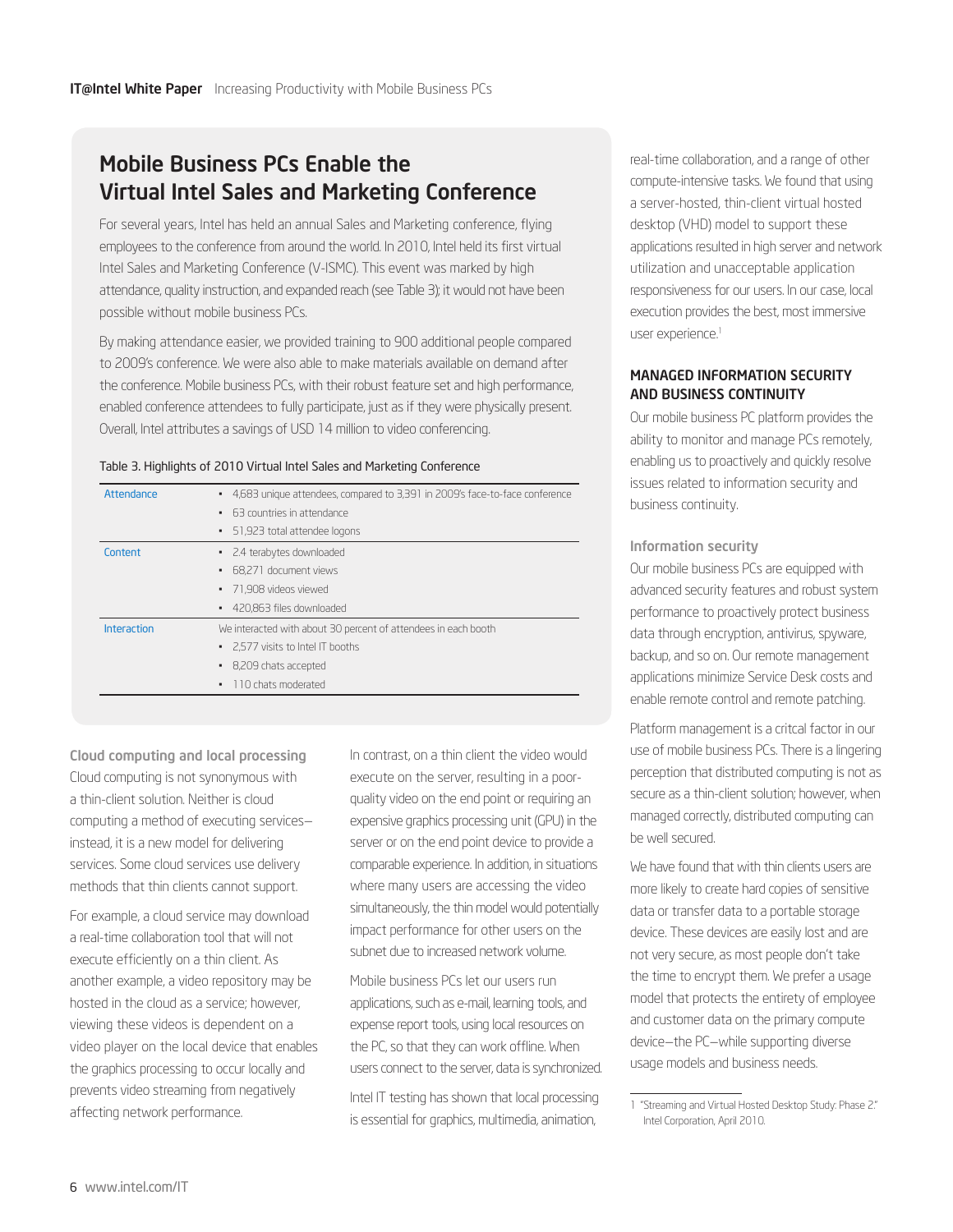## Mobile Business PCs Enable the Virtual Intel Sales and Marketing Conference

For several years, Intel has held an annual Sales and Marketing conference, flying employees to the conference from around the world. In 2010, Intel held its first virtual Intel Sales and Marketing Conference (V-ISMC). This event was marked by high attendance, quality instruction, and expanded reach (see Table 3); it would not have been possible without mobile business PCs.

By making attendance easier, we provided training to 900 additional people compared to 2009's conference. We were also able to make materials available on demand after the conference. Mobile business PCs, with their robust feature set and high performance, enabled conference attendees to fully participate, just as if they were physically present. Overall, Intel attributes a savings of USD 14 million to video conferencing.

Table 3. Highlights of 2010 Virtual Intel Sales and Marketing Conference

| | |
|---|---|
| Attendance | • 4,683 unique attendees, compared to 3,391 in 2009's face-to-face conference<br>• 63 countries in attendance<br>• 51,923 total attendee logons |
| Content | • 2.4 terabytes downloaded<br>• 68,271 document views<br>• 71,908 videos viewed<br>• 420,863 files downloaded |
| Interaction | We interacted with about 30 percent of attendees in each booth<br>• 2,577 visits to Intel IT booths<br>• 8,209 chats accepted<br>• 110 chats moderated |

### Cloud computing and local processing

Cloud computing is not synonymous with a thin-client solution. Neither is cloud computing a method of executing services—instead, it is a new model for delivering services. Some cloud services use delivery methods that thin clients cannot support.

For example, a cloud service may download a real-time collaboration tool that will not execute efficiently on a thin client. As another example, a video repository may be hosted in the cloud as a service; however, viewing these videos is dependent on a video player on the local device that enables the graphics processing to occur locally and prevents video streaming from negatively affecting network performance.

In contrast, on a thin client the video would execute on the server, resulting in a poor-quality video on the end point or requiring an expensive graphics processing unit (GPU) in the server or on the end point device to provide a comparable experience. In addition, in situations where many users are accessing the video simultaneously, the thin model would potentially impact performance for other users on the subnet due to increased network volume.

Mobile business PCs let our users run applications, such as e-mail, learning tools, and expense report tools, using local resources on the PC, so that they can work offline. When users connect to the server, data is synchronized.

Intel IT testing has shown that local processing is essential for graphics, multimedia, animation, real-time collaboration, and a range of other compute-intensive tasks. We found that using a server-hosted, thin-client virtual hosted desktop (VHD) model to support these applications resulted in high server and network utilization and unacceptable application responsiveness for our users. In our case, local execution provides the best, most immersive user experience.[1]

## MANAGED INFORMATION SECURITY AND BUSINESS CONTINUITY

Our mobile business PC platform provides the ability to monitor and manage PCs remotely, enabling us to proactively and quickly resolve issues related to information security and business continuity.

### Information security

Our mobile business PCs are equipped with advanced security features and robust system performance to proactively protect business data through encryption, antivirus, spyware, backup, and so on. Our remote management applications minimize Service Desk costs and enable remote control and remote patching.

Platform management is a critcal factor in our use of mobile business PCs. There is a lingering perception that distributed computing is not as secure as a thin-client solution; however, when managed correctly, distributed computing can be well secured.

We have found that with thin clients users are more likely to create hard copies of sensitive data or transfer data to a portable storage device. These devices are easily lost and are not very secure, as most people don't take the time to encrypt them. We prefer a usage model that protects the entirety of employee and customer data on the primary compute device—the PC—while supporting diverse usage models and business needs.

1 "Streaming and Virtual Hosted Desktop Study: Phase 2." Intel Corporation, April 2010.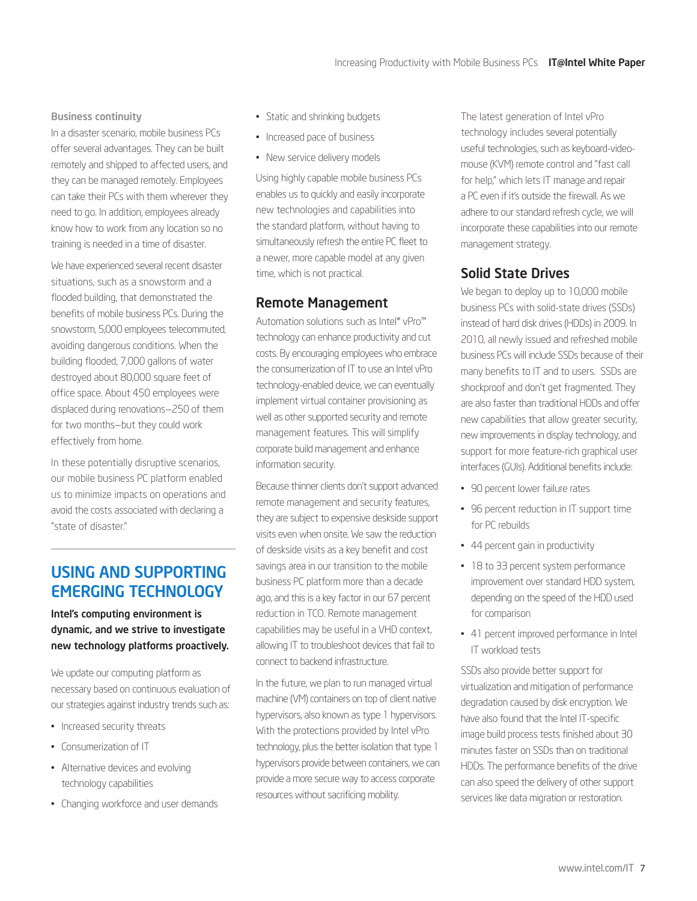### Business continuity

In a disaster scenario, mobile business PCs offer several advantages. They can be built remotely and shipped to affected users, and they can be managed remotely. Employees can take their PCs with them wherever they need to go. In addition, employees already know how to work from any location so no training is needed in a time of disaster.

We have experienced several recent disaster situations, such as a snowstorm and a flooded building, that demonstrated the benefits of mobile business PCs. During the snowstorm, 5,000 employees telecommuted, avoiding dangerous conditions. When the building flooded, 7,000 gallons of water destroyed about 80,000 square feet of office space. About 450 employees were displaced during renovations—250 of them for two months—but they could work effectively from home.

In these potentially disruptive scenarios, our mobile business PC platform enabled us to minimize impacts on operations and avoid the costs associated with declaring a "state of disaster."

# USING AND SUPPORTING EMERGING TECHNOLOGY

**Intel's computing environment is dynamic, and we strive to investigate new technology platforms proactively.**

We update our computing platform as necessary based on continuous evaluation of our strategies against industry trends such as:

- Increased security threats
- Consumerization of IT
- Alternative devices and evolving technology capabilities
- Changing workforce and user demands
- Static and shrinking budgets
- Increased pace of business
- New service delivery models

Using highly capable mobile business PCs enables us to quickly and easily incorporate new technologies and capabilities into the standard platform, without having to simultaneously refresh the entire PC fleet to a newer, more capable model at any given time, which is not practical.

## Remote Management

Automation solutions such as Intel® vPro™ technology can enhance productivity and cut costs. By encouraging employees who embrace the consumerization of IT to use an Intel vPro technology-enabled device, we can eventually implement virtual container provisioning as well as other supported security and remote management features. This will simplify corporate build management and enhance information security.

Because thinner clients don't support advanced remote management and security features, they are subject to expensive deskside support visits even when onsite. We saw the reduction of deskside visits as a key benefit and cost savings area in our transition to the mobile business PC platform more than a decade ago, and this is a key factor in our 67 percent reduction in TCO. Remote management capabilities may be useful in a VHD context, allowing IT to troubleshoot devices that fail to connect to backend infrastructure.

In the future, we plan to run managed virtual machine (VM) containers on top of client native hypervisors, also known as type 1 hypervisors. With the protections provided by Intel vPro technology, plus the better isolation that type 1 hypervisors provide between containers, we can provide a more secure way to access corporate resources without sacrificing mobility.

The latest generation of Intel vPro technology includes several potentially useful technologies, such as keyboard-video-mouse (KVM) remote control and "fast call for help," which lets IT manage and repair a PC even if it's outside the firewall. As we adhere to our standard refresh cycle, we will incorporate these capabilities into our remote management strategy.

## Solid State Drives

We began to deploy up to 10,000 mobile business PCs with solid-state drives (SSDs) instead of hard disk drives (HDDs) in 2009. In 2010, all newly issued and refreshed mobile business PCs will include SSDs because of their many benefits to IT and to users. SSDs are shockproof and don't get fragmented. They are also faster than traditional HDDs and offer new capabilities that allow greater security, new improvements in display technology, and support for more feature-rich graphical user interfaces (GUIs). Additional benefits include:

- 90 percent lower failure rates
- 96 percent reduction in IT support time for PC rebuilds
- 44 percent gain in productivity
- 18 to 33 percent system performance improvement over standard HDD system, depending on the speed of the HDD used for comparison
- 41 percent improved performance in Intel IT workload tests

SSDs also provide better support for virtualization and mitigation of performance degradation caused by disk encryption. We have also found that the Intel IT-specific image build process tests finished about 30 minutes faster on SSDs than on traditional HDDs. The performance benefits of the drive can also speed the delivery of other support services like data migration or restoration.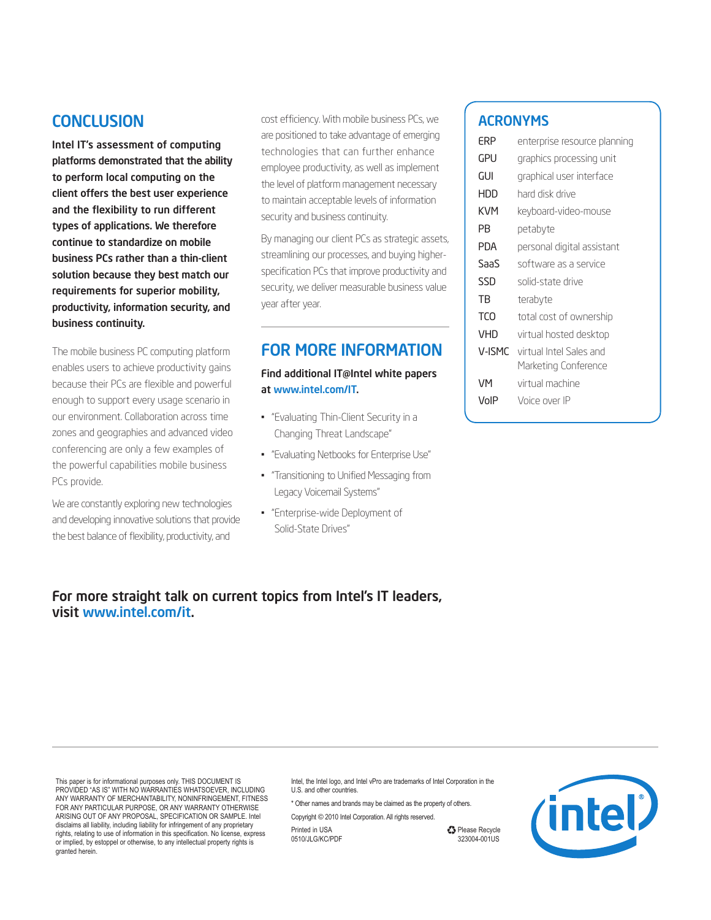## CONCLUSION

**Intel IT's assessment of computing platforms demonstrated that the ability to perform local computing on the client offers the best user experience and the flexibility to run different types of applications. We therefore continue to standardize on mobile business PCs rather than a thin-client solution because they best match our requirements for superior mobility, productivity, information security, and business continuity.**

The mobile business PC computing platform enables users to achieve productivity gains because their PCs are flexible and powerful enough to support every usage scenario in our environment. Collaboration across time zones and geographies and advanced video conferencing are only a few examples of the powerful capabilities mobile business PCs provide.

We are constantly exploring new technologies and developing innovative solutions that provide the best balance of flexibility, productivity, and cost efficiency. With mobile business PCs, we are positioned to take advantage of emerging technologies that can further enhance employee productivity, as well as implement the level of platform management necessary to maintain acceptable levels of information security and business continuity.

By managing our client PCs as strategic assets, streamlining our processes, and buying higher-specification PCs that improve productivity and security, we deliver measurable business value year after year.

## FOR MORE INFORMATION

**Find additional IT@Intel white papers at www.intel.com/IT.**

- "Evaluating Thin-Client Security in a Changing Threat Landscape"
- "Evaluating Netbooks for Enterprise Use"
- "Transitioning to Unified Messaging from Legacy Voicemail Systems"
- "Enterprise-wide Deployment of Solid-State Drives"

## ACRONYMS

| | |
|---|---|
| ERP | enterprise resource planning |
| GPU | graphics processing unit |
| GUI | graphical user interface |
| HDD | hard disk drive |
| KVM | keyboard-video-mouse |
| PB | petabyte |
| PDA | personal digital assistant |
| SaaS | software as a service |
| SSD | solid-state drive |
| TB | terabyte |
| TCO | total cost of ownership |
| VHD | virtual hosted desktop |
| V-ISMC | virtual Intel Sales and Marketing Conference |
| VM | virtual machine |
| VoIP | Voice over IP |

**For more straight talk on current topics from Intel's IT leaders, visit www.intel.com/it.**

This paper is for informational purposes only. THIS DOCUMENT IS PROVIDED "AS IS" WITH NO WARRANTIES WHATSOEVER, INCLUDING ANY WARRANTY OF MERCHANTABILITY, NONINFRINGEMENT, FITNESS FOR ANY PARTICULAR PURPOSE, OR ANY WARRANTY OTHERWISE ARISING OUT OF ANY PROPOSAL, SPECIFICATION OR SAMPLE. Intel disclaims all liability, including liability for infringement of any proprietary rights, relating to use of information in this specification. No license, express or implied, by estoppel or otherwise, to any intellectual property rights is granted herein.

Intel, the Intel logo, and Intel vPro are trademarks of Intel Corporation in the U.S. and other countries.

* Other names and brands may be claimed as the property of others.

Copyright © 2010 Intel Corporation. All rights reserved.

Printed in USA
0510/JLG/KC/PDF

Please Recycle
323004-001US